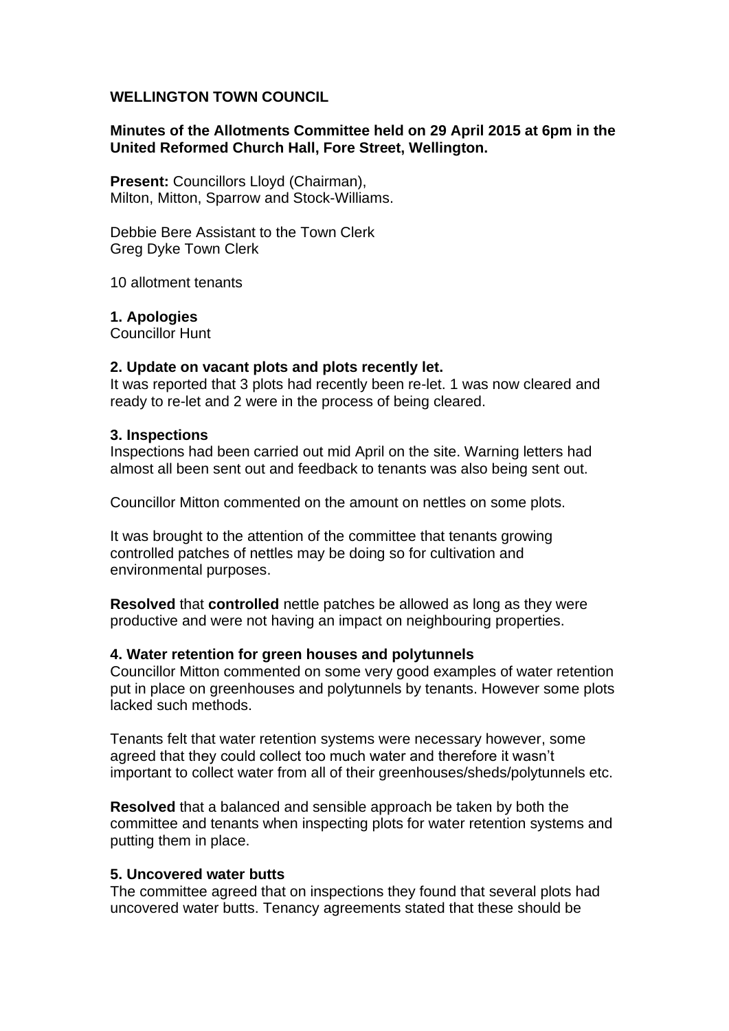**WELLINGTON TOWN COUNCIL**

**Minutes of the Allotments Committee held on 29 April 2015 at 6pm in the United Reformed Church Hall, Fore Street, Wellington.**

**Present:** Councillors Lloyd (Chairman), Milton, Mitton, Sparrow and Stock-Williams.

Debbie Bere Assistant to the Town Clerk
Greg Dyke Town Clerk

10 allotment tenants

**1. Apologies**
Councillor Hunt

**2. Update on vacant plots and plots recently let.**
It was reported that 3 plots had recently been re-let. 1 was now cleared and ready to re-let and 2 were in the process of being cleared.

**3. Inspections**
Inspections had been carried out mid April on the site. Warning letters had almost all been sent out and feedback to tenants was also being sent out.

Councillor Mitton commented on the amount on nettles on some plots.

It was brought to the attention of the committee that tenants growing controlled patches of nettles may be doing so for cultivation and environmental purposes.

**Resolved** that **controlled** nettle patches be allowed as long as they were productive and were not having an impact on neighbouring properties.

**4. Water retention for green houses and polytunnels**
Councillor Mitton commented on some very good examples of water retention put in place on greenhouses and polytunnels by tenants. However some plots lacked such methods.

Tenants felt that water retention systems were necessary however, some agreed that they could collect too much water and therefore it wasn't important to collect water from all of their greenhouses/sheds/polytunnels etc.

**Resolved** that a balanced and sensible approach be taken by both the committee and tenants when inspecting plots for water retention systems and putting them in place.

**5. Uncovered water butts**
The committee agreed that on inspections they found that several plots had uncovered water butts. Tenancy agreements stated that these should be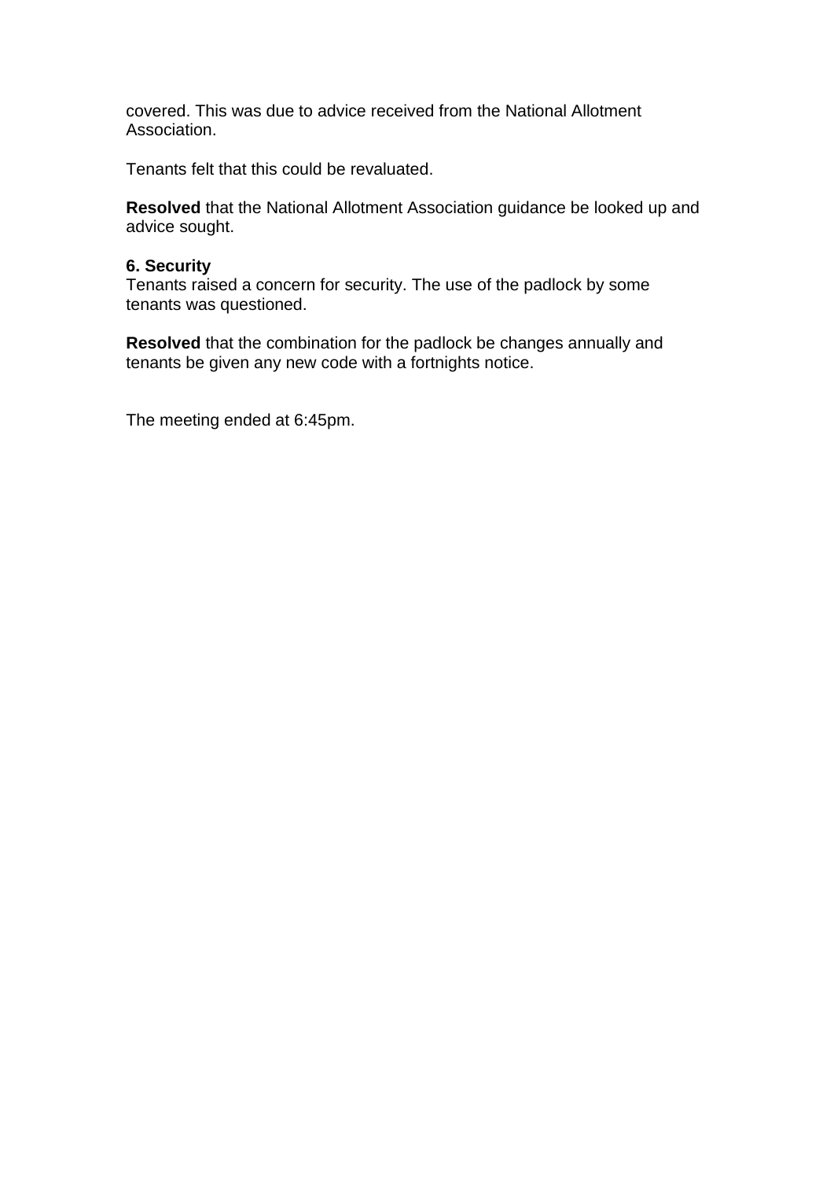covered. This was due to advice received from the National Allotment Association.

Tenants felt that this could be revaluated.

**Resolved** that the National Allotment Association guidance be looked up and advice sought.

**6. Security**
Tenants raised a concern for security. The use of the padlock by some tenants was questioned.

**Resolved** that the combination for the padlock be changes annually and tenants be given any new code with a fortnights notice.

The meeting ended at 6:45pm.